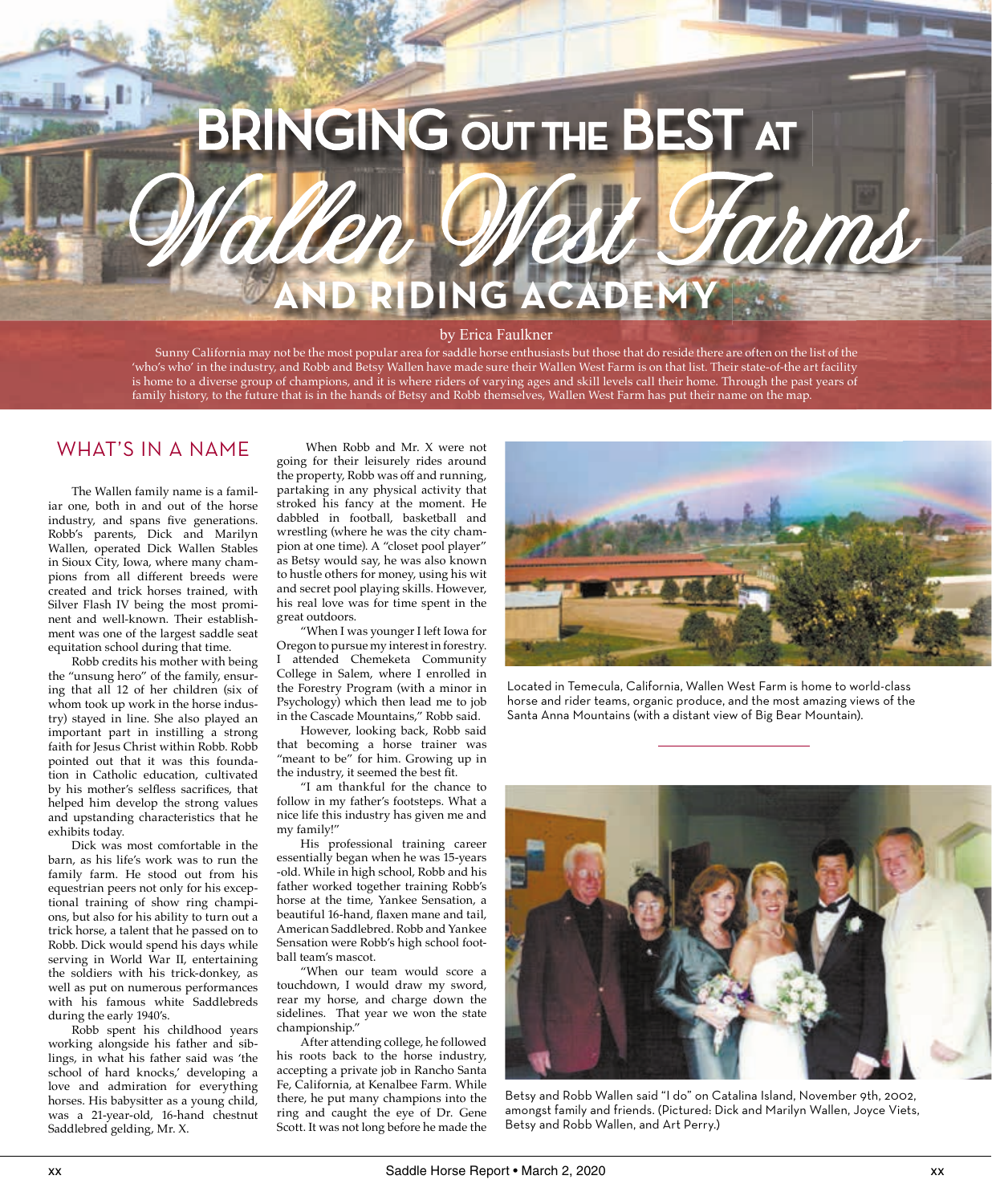# BRINGING OUT THE BEST AT *Wallen West Farms* AND RIDING ACADEMY

by Erica Faulkner

Sunny California may not be the most popular area for saddle horse enthusiasts but those that do reside there are often on the list of the 'who's who' in the industry, and Robb and Betsy Wallen have made sure their Wallen West Farm is on that list. Their state-of-the art facility is home to a diverse group of champions, and it is where riders of varying ages and skill levels call their home. Through the past years of family history, to the future that is in the hands of Betsy and Robb themselves, Wallen West Farm has put their name on the map.

## WHAT'S IN A NAME

The Wallen family name is a familiar one, both in and out of the horse industry, and spans five generations. Robb's parents, Dick and Marilyn Wallen, operated Dick Wallen Stables in Sioux City, Iowa, where many champions from all different breeds were created and trick horses trained, with Silver Flash IV being the most prominent and well-known. Their establishment was one of the largest saddle seat equitation school during that time.

Robb credits his mother with being the "unsung hero" of the family, ensuring that all 12 of her children (six of whom took up work in the horse industry) stayed in line. She also played an important part in instilling a strong faith for Jesus Christ within Robb. Robb pointed out that it was this foundation in Catholic education, cultivated by his mother's selfless sacrifices, that helped him develop the strong values and upstanding characteristics that he exhibits today.

Dick was most comfortable in the barn, as his life's work was to run the family farm. He stood out from his equestrian peers not only for his exceptional training of show ring champions, but also for his ability to turn out a trick horse, a talent that he passed on to Robb. Dick would spend his days while serving in World War II, entertaining the soldiers with his trick-donkey, as well as put on numerous performances with his famous white Saddlebreds during the early 1940's.

Robb spent his childhood years working alongside his father and siblings, in what his father said was 'the school of hard knocks,' developing a love and admiration for everything horses. His babysitter as a young child, was a 21-year-old, 16-hand chestnut Saddlebred gelding, Mr. X.

When Robb and Mr. X were not going for their leisurely rides around the property, Robb was off and running, partaking in any physical activity that stroked his fancy at the moment. He dabbled in football, basketball and wrestling (where he was the city champion at one time). A "closet pool player" as Betsy would say, he was also known to hustle others for money, using his wit and secret pool playing skills. However, his real love was for time spent in the great outdoors.

"When I was younger I left Iowa for Oregon to pursue my interest in forestry. I attended Chemeketa Community College in Salem, where I enrolled in the Forestry Program (with a minor in Psychology) which then lead me to job in the Cascade Mountains," Robb said.

However, looking back, Robb said that becoming a horse trainer was "meant to be" for him. Growing up in the industry, it seemed the best fit.

"I am thankful for the chance to follow in my father's footsteps. What a nice life this industry has given me and my family!"

His professional training career essentially began when he was 15-years -old. While in high school, Robb and his father worked together training Robb's horse at the time, Yankee Sensation, a beautiful 16-hand, flaxen mane and tail, American Saddlebred. Robb and Yankee Sensation were Robb's high school football team's mascot.

"When our team would score a touchdown, I would draw my sword, rear my horse, and charge down the sidelines. That year we won the state championship."

After attending college, he followed his roots back to the horse industry, accepting a private job in Rancho Santa Fe, California, at Kenalbee Farm. While there, he put many champions into the ring and caught the eye of Dr. Gene Scott. It was not long before he made the

Located in Temecula, California, Wallen West Farm is home to world-class horse and rider teams, organic produce, and the most amazing views of the Santa Anna Mountains (with a distant view of Big Bear Mountain).

Betsy and Robb Wallen said "I do" on Catalina Island, November 9th, 2002, amongst family and friends. (Pictured: Dick and Marilyn Wallen, Joyce Viets, Betsy and Robb Wallen, and Art Perry.)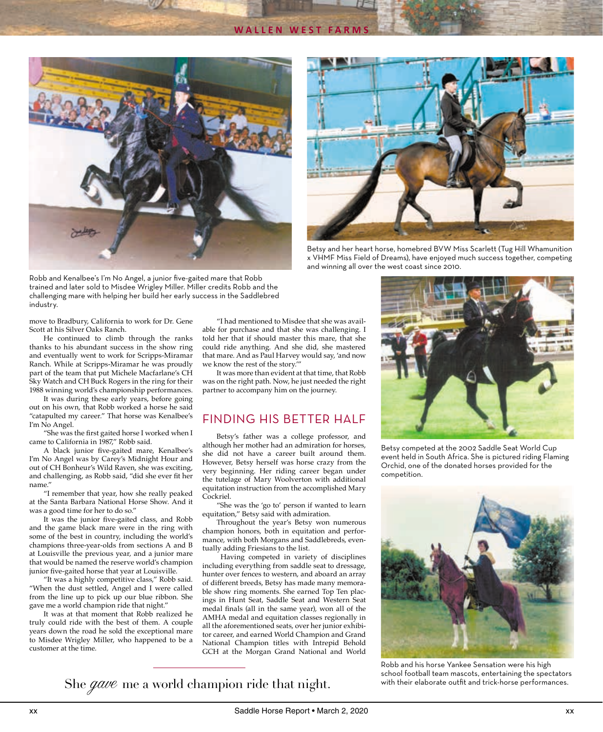Robb and Kenalbee's I'm No Angel, a junior five-gaited mare that Robb trained and later sold to Misdee Wrigley Miller. Miller credits Robb and the challenging mare with helping her build her early success in the Saddlebred industry.

Betsy and her heart horse, homebred BVW Miss Scarlett (Tug Hill Whamunition x VHMF Miss Field of Dreams), have enjoyed much success together, competing and winning all over the west coast since 2010.

move to Bradbury, California to work for Dr. Gene Scott at his Silver Oaks Ranch.

He continued to climb through the ranks thanks to his abundant success in the show ring and eventually went to work for Scripps-Miramar Ranch. While at Scripps-Miramar he was proudly part of the team that put Michele Macfarlane's CH Sky Watch and CH Buck Rogers in the ring for their 1988 winning world's championship performances.

It was during these early years, before going out on his own, that Robb worked a horse he said "catapulted my career." That horse was Kenalbee's I'm No Angel.

"She was the first gaited horse I worked when I came to California in 1987," Robb said.

A black junior five-gaited mare, Kenalbee's I'm No Angel was by Carey's Midnight Hour and out of CH Bonheur's Wild Raven, she was exciting, and challenging, as Robb said, "did she ever fit her name."

"I remember that year, how she really peaked at the Santa Barbara National Horse Show. And it was a good time for her to do so."

It was the junior five-gaited class, and Robb and the game black mare were in the ring with some of the best in country, including the world's champions three-year-olds from sections A and B at Louisville the previous year, and a junior mare that would be named the reserve world's champion junior five-gaited horse that year at Louisville.

"It was a highly competitive class," Robb said. "When the dust settled, Angel and I were called from the line up to pick up our blue ribbon. She gave me a world champion ride that night."

It was at that moment that Robb realized he truly could ride with the best of them. A couple years down the road he sold the exceptional mare to Misdee Wrigley Miller, who happened to be a customer at the time.

"I had mentioned to Misdee that she was available for purchase and that she was challenging. I told her that if should master this mare, that she could ride anything. And she did, she mastered that mare. And as Paul Harvey would say, 'and now we know the rest of the story.'"

It was more than evident at that time, that Robb was on the right path. Now, he just needed the right partner to accompany him on the journey.

## FINDING HIS BETTER HALF

Betsy's father was a college professor, and although her mother had an admiration for horses, she did not have a career built around them. However, Betsy herself was horse crazy from the very beginning. Her riding career began under the tutelage of Mary Woolverton with additional equitation instruction from the accomplished Mary Cockriel.

"She was the 'go to' person if wanted to learn equitation," Betsy said with admiration.

Throughout the year's Betsy won numerous champion honors, both in equitation and performance, with both Morgans and Saddlebreds, eventually adding Friesians to the list.

Having competed in variety of disciplines including everything from saddle seat to dressage, hunter over fences to western, and aboard an array of different breeds, Betsy has made many memorable show ring moments. She earned Top Ten placings in Hunt Seat, Saddle Seat and Western Seat medal finals (all in the same year), won all of the AMHA medal and equitation classes regionally in all the aforementioned seats, over her junior exhibitor career, and earned World Champion and Grand National Champion titles with Intrepid Behold GCH at the Morgan Grand National and World

She *gave* me a world champion ride that night.

Betsy competed at the 2002 Saddle Seat World Cup event held in South Africa. She is pictured riding Flaming Orchid, one of the donated horses provided for the competition.

Robb and his horse Yankee Sensation were his high school football team mascots, entertaining the spectators with their elaborate outfit and trick-horse performances.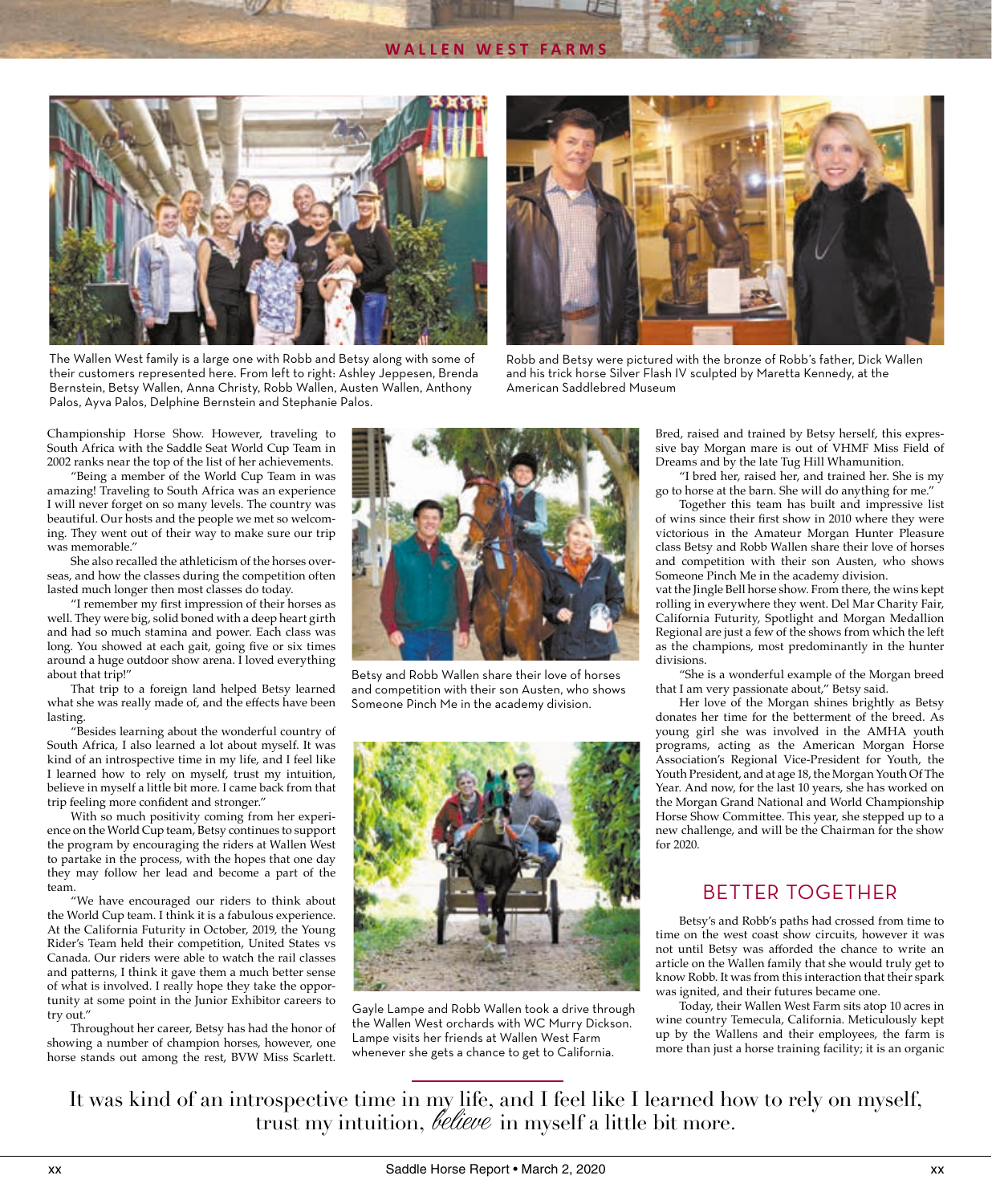The Wallen West family is a large one with Robb and Betsy along with some of their customers represented here. From left to right: Ashley Jeppesen, Brenda Bernstein, Betsy Wallen, Anna Christy, Robb Wallen, Austen Wallen, Anthony Palos, Ayva Palos, Delphine Bernstein and Stephanie Palos.

Robb and Betsy were pictured with the bronze of Robb's father, Dick Wallen and his trick horse Silver Flash IV sculpted by Maretta Kennedy, at the American Saddlebred Museum

Championship Horse Show. However, traveling to South Africa with the Saddle Seat World Cup Team in 2002 ranks near the top of the list of her achievements.

"Being a member of the World Cup Team in was amazing! Traveling to South Africa was an experience I will never forget on so many levels. The country was beautiful. Our hosts and the people we met so welcoming. They went out of their way to make sure our trip was memorable."

She also recalled the athleticism of the horses overseas, and how the classes during the competition often lasted much longer then most classes do today.

"I remember my first impression of their horses as well. They were big, solid boned with a deep heart girth and had so much stamina and power. Each class was long. You showed at each gait, going five or six times around a huge outdoor show arena. I loved everything about that trip!"

That trip to a foreign land helped Betsy learned what she was really made of, and the effects have been lasting.

"Besides learning about the wonderful country of South Africa, I also learned a lot about myself. It was kind of an introspective time in my life, and I feel like I learned how to rely on myself, trust my intuition, believe in myself a little bit more. I came back from that trip feeling more confident and stronger."

With so much positivity coming from her experience on the World Cup team, Betsy continues to support the program by encouraging the riders at Wallen West to partake in the process, with the hopes that one day they may follow her lead and become a part of the team.

"We have encouraged our riders to think about the World Cup team. I think it is a fabulous experience. At the California Futurity in October, 2019, the Young Rider's Team held their competition, United States vs Canada. Our riders were able to watch the rail classes and patterns, I think it gave them a much better sense of what is involved. I really hope they take the opportunity at some point in the Junior Exhibitor careers to try out."

Throughout her career, Betsy has had the honor of showing a number of champion horses, however, one horse stands out among the rest, BVW Miss Scarlett.

Betsy and Robb Wallen share their love of horses and competition with their son Austen, who shows Someone Pinch Me in the academy division.

Gayle Lampe and Robb Wallen took a drive through the Wallen West orchards with WC Murry Dickson. Lampe visits her friends at Wallen West Farm whenever she gets a chance to get to California.

Bred, raised and trained by Betsy herself, this expressive bay Morgan mare is out of VHMF Miss Field of Dreams and by the late Tug Hill Whamunition.

"I bred her, raised her, and trained her. She is my go to horse at the barn. She will do anything for me."

Together this team has built and impressive list of wins since their first show in 2010 where they were victorious in the Amateur Morgan Hunter Pleasure class Betsy and Robb Wallen share their love of horses and competition with their son Austen, who shows Someone Pinch Me in the academy division.
vat the Jingle Bell horse show. From there, the wins kept rolling in everywhere they went. Del Mar Charity Fair, California Futurity, Spotlight and Morgan Medallion Regional are just a few of the shows from which the left as the champions, most predominantly in the hunter divisions.

"She is a wonderful example of the Morgan breed that I am very passionate about," Betsy said.

Her love of the Morgan shines brightly as Betsy donates her time for the betterment of the breed. As young girl she was involved in the AMHA youth programs, acting as the American Morgan Horse Association's Regional Vice-President for Youth, the Youth President, and at age 18, the Morgan Youth Of The Year. And now, for the last 10 years, she has worked on the Morgan Grand National and World Championship Horse Show Committee. This year, she stepped up to a new challenge, and will be the Chairman for the show for 2020.

## BETTER TOGETHER

Betsy's and Robb's paths had crossed from time to time on the west coast show circuits, however it was not until Betsy was afforded the chance to write an article on the Wallen family that she would truly get to know Robb. It was from this interaction that their spark was ignited, and their futures became one.

Today, their Wallen West Farm sits atop 10 acres in wine country Temecula, California. Meticulously kept up by the Wallens and their employees, the farm is more than just a horse training facility; it is an organic

It was kind of an introspective time in my life, and I feel like I learned how to rely on myself, trust my intuition, *believe* in myself a little bit more.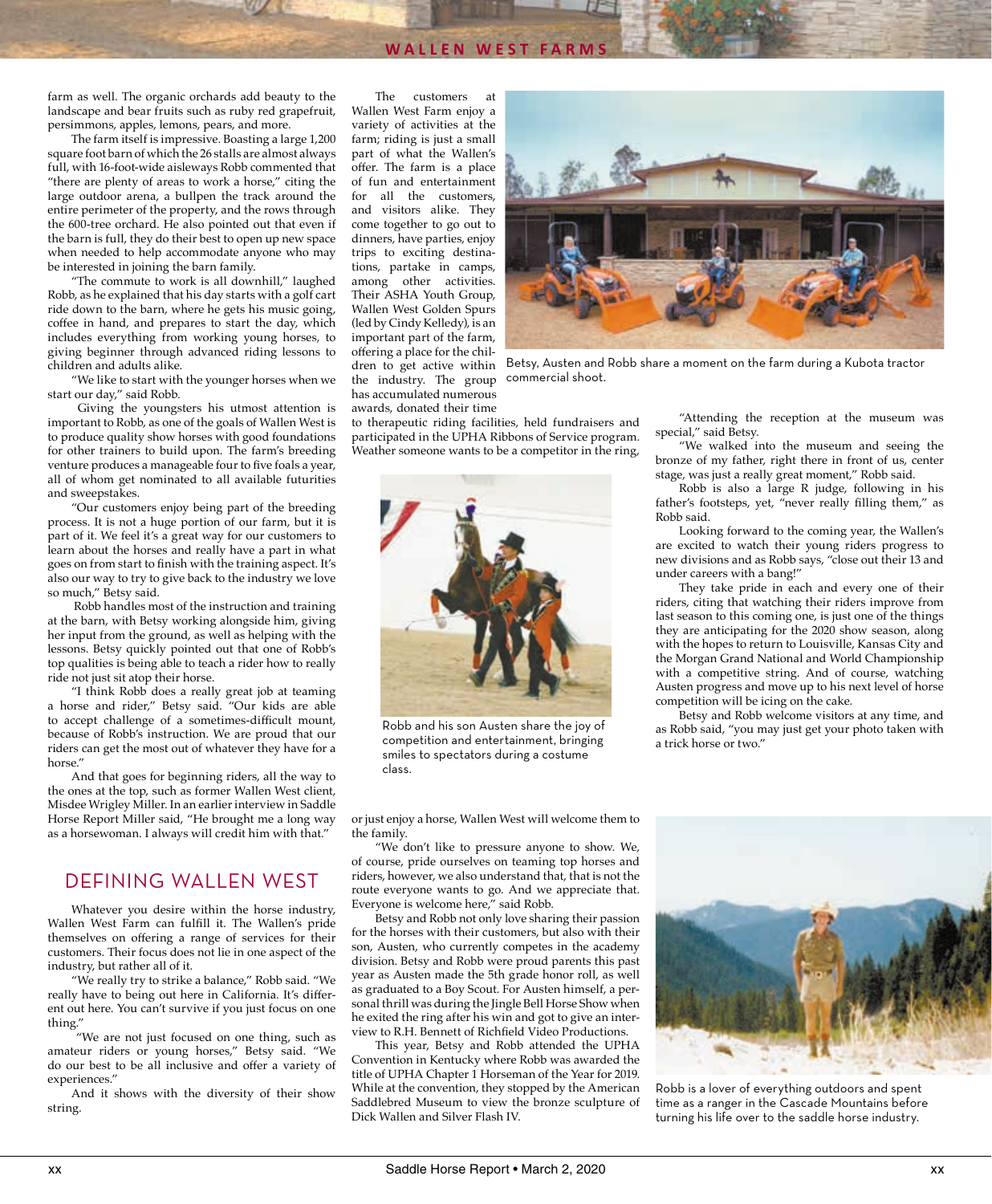farm as well. The organic orchards add beauty to the landscape and bear fruits such as ruby red grapefruit, persimmons, apples, lemons, pears, and more.

The farm itself is impressive. Boasting a large 1,200 square foot barn of which the 26 stalls are almost always full, with 16-foot-wide aisleways Robb commented that "there are plenty of areas to work a horse," citing the large outdoor arena, a bullpen the track around the entire perimeter of the property, and the rows through the 600-tree orchard. He also pointed out that even if the barn is full, they do their best to open up new space when needed to help accommodate anyone who may be interested in joining the barn family.

"The commute to work is all downhill," laughed Robb, as he explained that his day starts with a golf cart ride down to the barn, where he gets his music going, coffee in hand, and prepares to start the day, which includes everything from working young horses, to giving beginner through advanced riding lessons to children and adults alike.

"We like to start with the younger horses when we start our day," said Robb.

Giving the youngsters his utmost attention is important to Robb, as one of the goals of Wallen West is to produce quality show horses with good foundations for other trainers to build upon. The farm's breeding venture produces a manageable four to five foals a year, all of whom get nominated to all available futurities and sweepstakes.

"Our customers enjoy being part of the breeding process. It is not a huge portion of our farm, but it is part of it. We feel it's a great way for our customers to learn about the horses and really have a part in what goes on from start to finish with the training aspect. It's also our way to try to give back to the industry we love so much," Betsy said.

Robb handles most of the instruction and training at the barn, with Betsy working alongside him, giving her input from the ground, as well as helping with the lessons. Betsy quickly pointed out that one of Robb's top qualities is being able to teach a rider how to really ride not just sit atop their horse.

"I think Robb does a really great job at teaming a horse and rider," Betsy said. "Our kids are able to accept challenge of a sometimes-difficult mount, because of Robb's instruction. We are proud that our riders can get the most out of whatever they have for a horse."

And that goes for beginning riders, all the way to the ones at the top, such as former Wallen West client, Misdee Wrigley Miller. In an earlier interview in Saddle Horse Report Miller said, "He brought me a long way as a horsewoman. I always will credit him with that."

## DEFINING WALLEN WEST

Whatever you desire within the horse industry, Wallen West Farm can fulfill it. The Wallen's pride themselves on offering a range of services for their customers. Their focus does not lie in one aspect of the industry, but rather all of it.

"We really try to strike a balance," Robb said. "We really have to being out here in California. It's different out here. You can't survive if you just focus on one thing."

"We are not just focused on one thing, such as amateur riders or young horses," Betsy said. "We do our best to be all inclusive and offer a variety of experiences."

And it shows with the diversity of their show string.

The customers at Wallen West Farm enjoy a variety of activities at the farm; riding is just a small part of what the Wallen's offer. The farm is a place of fun and entertainment for all the customers, and visitors alike. They come together to go out to dinners, have parties, enjoy trips to exciting destinations, partake in camps, among other activities. Their ASHA Youth Group, Wallen West Golden Spurs (led by Cindy Kelledy), is an important part of the farm, offering a place for the children to get active within the industry. The group has accumulated numerous awards, donated their time to therapeutic riding facilities, held fundraisers and participated in the UPHA Ribbons of Service program. Weather someone wants to be a competitor in the ring, or just enjoy a horse, Wallen West will welcome them to the family.

Betsy, Austen and Robb share a moment on the farm during a Kubota tractor commercial shoot.

Robb and his son Austen share the joy of competition and entertainment, bringing smiles to spectators during a costume class.

"We don't like to pressure anyone to show. We, of course, pride ourselves on teaming top horses and riders, however, we also understand that, that is not the route everyone wants to go. And we appreciate that. Everyone is welcome here," said Robb.

Betsy and Robb not only love sharing their passion for the horses with their customers, but also with their son, Austen, who currently competes in the academy division. Betsy and Robb were proud parents this past year as Austen made the 5th grade honor roll, as well as graduated to a Boy Scout. For Austen himself, a personal thrill was during the Jingle Bell Horse Show when he exited the ring after his win and got to give an interview to R.H. Bennett of Richfield Video Productions.

This year, Betsy and Robb attended the UPHA Convention in Kentucky where Robb was awarded the title of UPHA Chapter 1 Horseman of the Year for 2019. While at the convention, they stopped by the American Saddlebred Museum to view the bronze sculpture of Dick Wallen and Silver Flash IV.

"Attending the reception at the museum was special," said Betsy.

"We walked into the museum and seeing the bronze of my father, right there in front of us, center stage, was just a really great moment," Robb said.

Robb is also a large R judge, following in his father's footsteps, yet, "never really filling them," as Robb said.

Looking forward to the coming year, the Wallen's are excited to watch their young riders progress to new divisions and as Robb says, "close out their 13 and under careers with a bang!"

They take pride in each and every one of their riders, citing that watching their riders improve from last season to this coming one, is just one of the things they are anticipating for the 2020 show season, along with the hopes to return to Louisville, Kansas City and the Morgan Grand National and World Championship with a competitive string. And of course, watching Austen progress and move up to his next level of horse competition will be icing on the cake.

Betsy and Robb welcome visitors at any time, and as Robb said, "you may just get your photo taken with a trick horse or two."

Robb is a lover of everything outdoors and spent time as a ranger in the Cascade Mountains before turning his life over to the saddle horse industry.